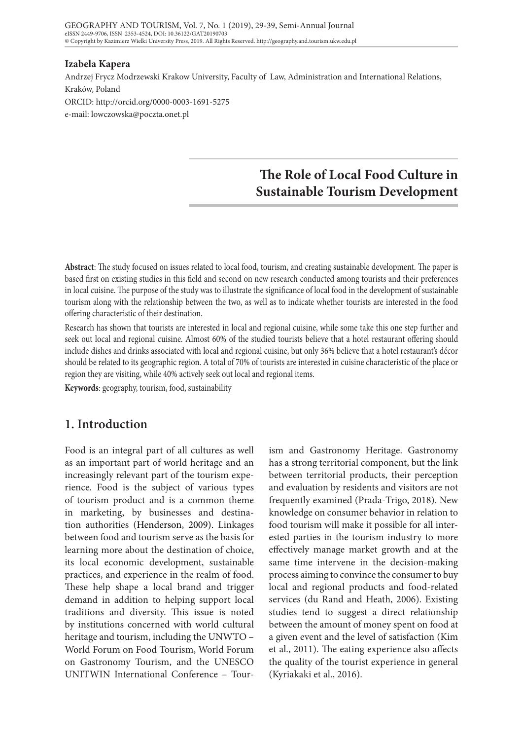**Izabela Kapera**

Andrzej Frycz Modrzewski Krakow University, Faculty of Law, Administration and International Relations, Kraków, Poland

ORCID: http://orcid.org/0000-0003-1691-5275

e-mail: lowczowska@poczta.onet.pl

# The Role of Local Food Culture in Sustainable Tourism Development

**Abstract**: The study focused on issues related to local food, tourism, and creating sustainable development. The paper is based first on existing studies in this field and second on new research conducted among tourists and their preferences in local cuisine. The purpose of the study was to illustrate the significance of local food in the development of sustainable tourism along with the relationship between the two, as well as to indicate whether tourists are interested in the food offering characteristic of their destination.

Research has shown that tourists are interested in local and regional cuisine, while some take this one step further and seek out local and regional cuisine. Almost 60% of the studied tourists believe that a hotel restaurant offering should include dishes and drinks associated with local and regional cuisine, but only 36% believe that a hotel restaurant's décor should be related to its geographic region. A total of 70% of tourists are interested in cuisine characteristic of the place or region they are visiting, while 40% actively seek out local and regional items.

**Keywords**: geography, tourism, food, sustainability

## 1. Introduction

Food is an integral part of all cultures as well as an important part of world heritage and an increasingly relevant part of the tourism experience. Food is the subject of various types of tourism product and is a common theme in marketing, by businesses and destination authorities (Henderson, 2009). Linkages between food and tourism serve as the basis for learning more about the destination of choice, its local economic development, sustainable practices, and experience in the realm of food. These help shape a local brand and trigger demand in addition to helping support local traditions and diversity. This issue is noted by institutions concerned with world cultural heritage and tourism, including the UNWTO – World Forum on Food Tourism, World Forum on Gastronomy Tourism, and the UNESCO UNITWIN International Conference – Tourism and Gastronomy Heritage. Gastronomy has a strong territorial component, but the link between territorial products, their perception and evaluation by residents and visitors are not frequently examined (Prada-Trigo, 2018). New knowledge on consumer behavior in relation to food tourism will make it possible for all interested parties in the tourism industry to more effectively manage market growth and at the same time intervene in the decision-making process aiming to convince the consumer to buy local and regional products and food-related services (du Rand and Heath, 2006). Existing studies tend to suggest a direct relationship between the amount of money spent on food at a given event and the level of satisfaction (Kim et al., 2011). The eating experience also affects the quality of the tourist experience in general (Kyriakaki et al., 2016).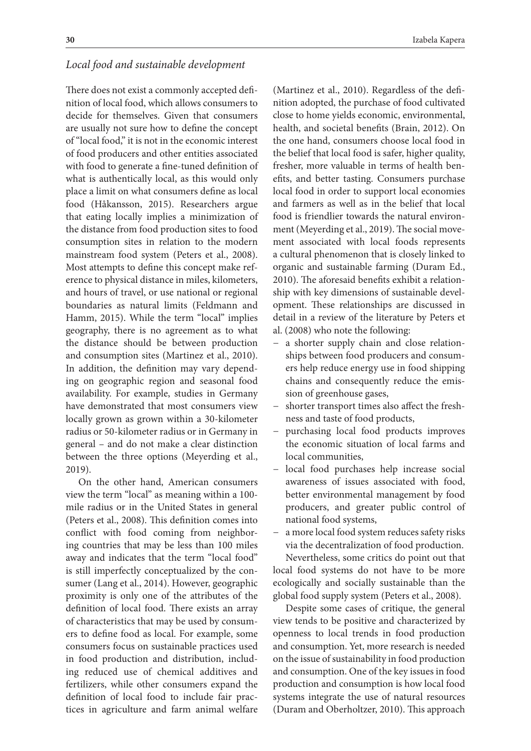### *Local food and sustainable development*

There does not exist a commonly accepted definition of local food, which allows consumers to decide for themselves. Given that consumers are usually not sure how to define the concept of "local food," it is not in the economic interest of food producers and other entities associated with food to generate a fine-tuned definition of what is authentically local, as this would only place a limit on what consumers define as local food (Håkansson, 2015). Researchers argue that eating locally implies a minimization of the distance from food production sites to food consumption sites in relation to the modern mainstream food system (Peters et al., 2008). Most attempts to define this concept make reference to physical distance in miles, kilometers, and hours of travel, or use national or regional boundaries as natural limits (Feldmann and Hamm, 2015). While the term "local" implies geography, there is no agreement as to what the distance should be between production and consumption sites (Martinez et al., 2010). In addition, the definition may vary depending on geographic region and seasonal food availability. For example, studies in Germany have demonstrated that most consumers view locally grown as grown within a 30-kilometer radius or 50-kilometer radius or in Germany in general – and do not make a clear distinction between the three options (Meyerding et al., 2019).

On the other hand, American consumers view the term "local" as meaning within a 100-mile radius or in the United States in general (Peters et al., 2008). This definition comes into conflict with food coming from neighboring countries that may be less than 100 miles away and indicates that the term "local food" is still imperfectly conceptualized by the consumer (Lang et al., 2014). However, geographic proximity is only one of the attributes of the definition of local food. There exists an array of characteristics that may be used by consumers to define food as local. For example, some consumers focus on sustainable practices used in food production and distribution, including reduced use of chemical additives and fertilizers, while other consumers expand the definition of local food to include fair practices in agriculture and farm animal welfare (Martinez et al., 2010). Regardless of the definition adopted, the purchase of food cultivated close to home yields economic, environmental, health, and societal benefits (Brain, 2012). On the one hand, consumers choose local food in the belief that local food is safer, higher quality, fresher, more valuable in terms of health benefits, and better tasting. Consumers purchase local food in order to support local economies and farmers as well as in the belief that local food is friendlier towards the natural environment (Meyerding et al., 2019). The social movement associated with local foods represents a cultural phenomenon that is closely linked to organic and sustainable farming (Duram Ed., 2010). The aforesaid benefits exhibit a relationship with key dimensions of sustainable development. These relationships are discussed in detail in a review of the literature by Peters et al. (2008) who note the following:

- a shorter supply chain and close relationships between food producers and consumers help reduce energy use in food shipping chains and consequently reduce the emission of greenhouse gases,
- shorter transport times also affect the freshness and taste of food products,
- purchasing local food products improves the economic situation of local farms and local communities,
- local food purchases help increase social awareness of issues associated with food, better environmental management by food producers, and greater public control of national food systems,
- a more local food system reduces safety risks via the decentralization of food production.

Nevertheless, some critics do point out that local food systems do not have to be more ecologically and socially sustainable than the global food supply system (Peters et al., 2008).

Despite some cases of critique, the general view tends to be positive and characterized by openness to local trends in food production and consumption. Yet, more research is needed on the issue of sustainability in food production and consumption. One of the key issues in food production and consumption is how local food systems integrate the use of natural resources (Duram and Oberholtzer, 2010). This approach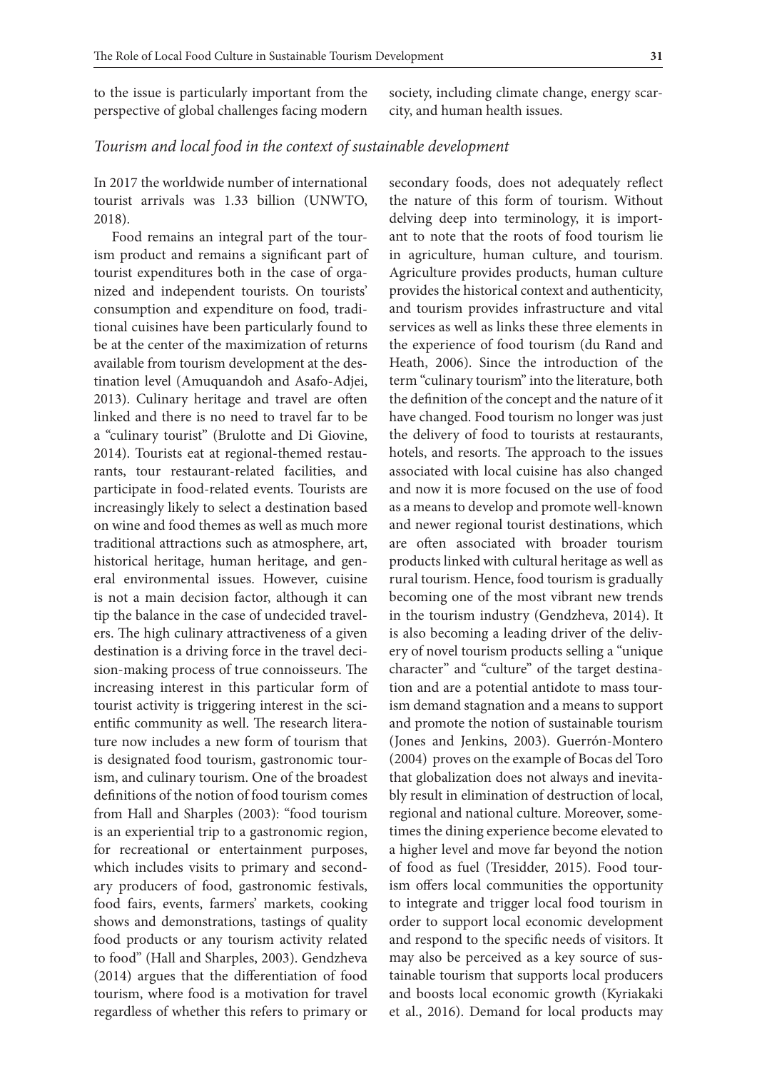to the issue is particularly important from the perspective of global challenges facing modern society, including climate change, energy scarcity, and human health issues.

### *Tourism and local food in the context of sustainable development*

In 2017 the worldwide number of international tourist arrivals was 1.33 billion (UNWTO, 2018).

Food remains an integral part of the tourism product and remains a significant part of tourist expenditures both in the case of organized and independent tourists. On tourists' consumption and expenditure on food, traditional cuisines have been particularly found to be at the center of the maximization of returns available from tourism development at the destination level (Amuquandoh and Asafo-Adjei, 2013). Culinary heritage and travel are often linked and there is no need to travel far to be a "culinary tourist" (Brulotte and Di Giovine, 2014). Tourists eat at regional-themed restaurants, tour restaurant-related facilities, and participate in food-related events. Tourists are increasingly likely to select a destination based on wine and food themes as well as much more traditional attractions such as atmosphere, art, historical heritage, human heritage, and general environmental issues. However, cuisine is not a main decision factor, although it can tip the balance in the case of undecided travelers. The high culinary attractiveness of a given destination is a driving force in the travel decision-making process of true connoisseurs. The increasing interest in this particular form of tourist activity is triggering interest in the scientific community as well. The research literature now includes a new form of tourism that is designated food tourism, gastronomic tourism, and culinary tourism. One of the broadest definitions of the notion of food tourism comes from Hall and Sharples (2003): "food tourism is an experiential trip to a gastronomic region, for recreational or entertainment purposes, which includes visits to primary and secondary producers of food, gastronomic festivals, food fairs, events, farmers' markets, cooking shows and demonstrations, tastings of quality food products or any tourism activity related to food" (Hall and Sharples, 2003). Gendzheva (2014) argues that the differentiation of food tourism, where food is a motivation for travel regardless of whether this refers to primary or secondary foods, does not adequately reflect the nature of this form of tourism. Without delving deep into terminology, it is important to note that the roots of food tourism lie in agriculture, human culture, and tourism. Agriculture provides products, human culture provides the historical context and authenticity, and tourism provides infrastructure and vital services as well as links these three elements in the experience of food tourism (du Rand and Heath, 2006). Since the introduction of the term "culinary tourism" into the literature, both the definition of the concept and the nature of it have changed. Food tourism no longer was just the delivery of food to tourists at restaurants, hotels, and resorts. The approach to the issues associated with local cuisine has also changed and now it is more focused on the use of food as a means to develop and promote well-known and newer regional tourist destinations, which are often associated with broader tourism products linked with cultural heritage as well as rural tourism. Hence, food tourism is gradually becoming one of the most vibrant new trends in the tourism industry (Gendzheva, 2014). It is also becoming a leading driver of the delivery of novel tourism products selling a "unique character" and "culture" of the target destination and are a potential antidote to mass tourism demand stagnation and a means to support and promote the notion of sustainable tourism (Jones and Jenkins, 2003). Guerrón-Montero (2004) proves on the example of Bocas del Toro that globalization does not always and inevitably result in elimination of destruction of local, regional and national culture. Moreover, sometimes the dining experience become elevated to a higher level and move far beyond the notion of food as fuel (Tresidder, 2015). Food tourism offers local communities the opportunity to integrate and trigger local food tourism in order to support local economic development and respond to the specific needs of visitors. It may also be perceived as a key source of sustainable tourism that supports local producers and boosts local economic growth (Kyriakaki et al., 2016). Demand for local products may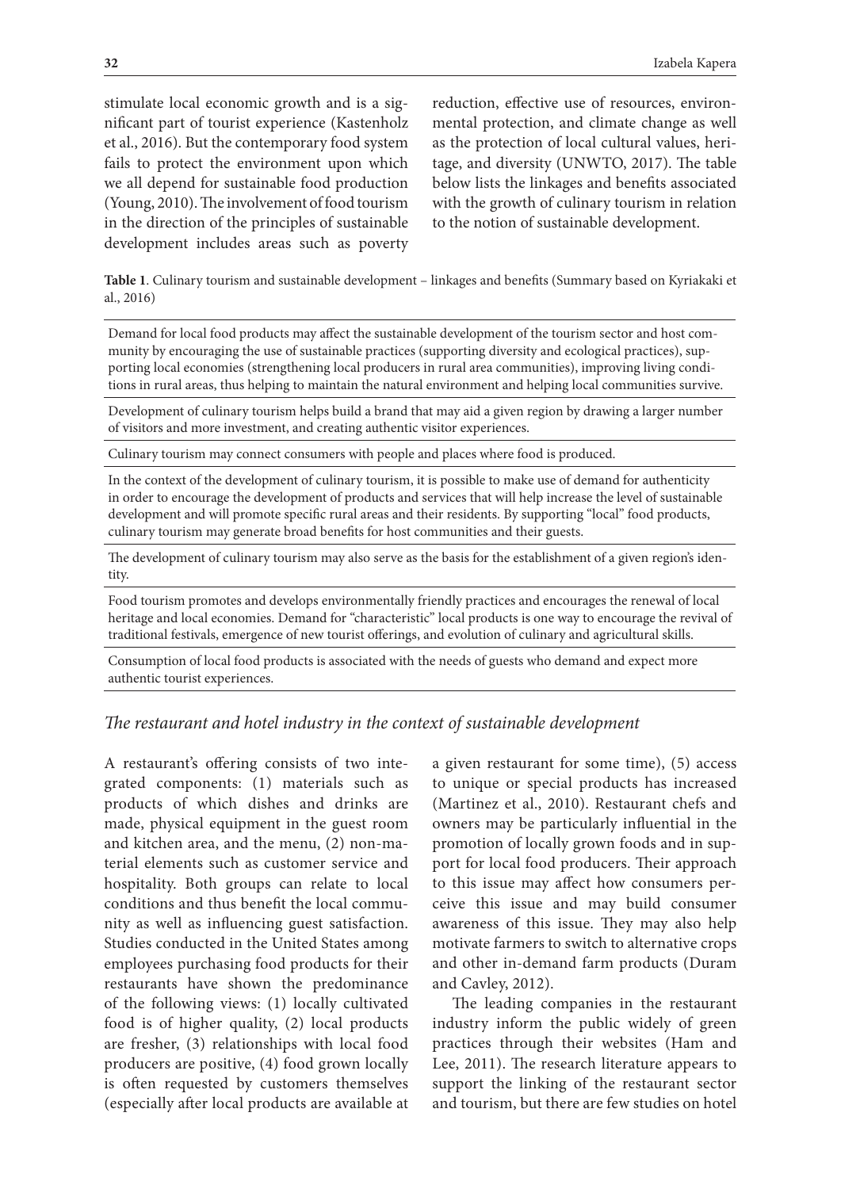stimulate local economic growth and is a significant part of tourist experience (Kastenholz et al., 2016). But the contemporary food system fails to protect the environment upon which we all depend for sustainable food production (Young, 2010). The involvement of food tourism in the direction of the principles of sustainable development includes areas such as poverty reduction, effective use of resources, environmental protection, and climate change as well as the protection of local cultural values, heritage, and diversity (UNWTO, 2017). The table below lists the linkages and benefits associated with the growth of culinary tourism in relation to the notion of sustainable development.

**Table 1**. Culinary tourism and sustainable development – linkages and benefits (Summary based on Kyriakaki et al., 2016)

| |
|---|
| Demand for local food products may affect the sustainable development of the tourism sector and host community by encouraging the use of sustainable practices (supporting diversity and ecological practices), supporting local economies (strengthening local producers in rural area communities), improving living conditions in rural areas, thus helping to maintain the natural environment and helping local communities survive. |
| Development of culinary tourism helps build a brand that may aid a given region by drawing a larger number of visitors and more investment, and creating authentic visitor experiences. |
| Culinary tourism may connect consumers with people and places where food is produced. |
| In the context of the development of culinary tourism, it is possible to make use of demand for authenticity in order to encourage the development of products and services that will help increase the level of sustainable development and will promote specific rural areas and their residents. By supporting "local" food products, culinary tourism may generate broad benefits for host communities and their guests. |
| The development of culinary tourism may also serve as the basis for the establishment of a given region's identity. |
| Food tourism promotes and develops environmentally friendly practices and encourages the renewal of local heritage and local economies. Demand for "characteristic" local products is one way to encourage the revival of traditional festivals, emergence of new tourist offerings, and evolution of culinary and agricultural skills. |
| Consumption of local food products is associated with the needs of guests who demand and expect more authentic tourist experiences. |

### *The restaurant and hotel industry in the context of sustainable development*

A restaurant's offering consists of two integrated components: (1) materials such as products of which dishes and drinks are made, physical equipment in the guest room and kitchen area, and the menu, (2) non-material elements such as customer service and hospitality. Both groups can relate to local conditions and thus benefit the local community as well as influencing guest satisfaction. Studies conducted in the United States among employees purchasing food products for their restaurants have shown the predominance of the following views: (1) locally cultivated food is of higher quality, (2) local products are fresher, (3) relationships with local food producers are positive, (4) food grown locally is often requested by customers themselves (especially after local products are available at a given restaurant for some time), (5) access to unique or special products has increased (Martinez et al., 2010). Restaurant chefs and owners may be particularly influential in the promotion of locally grown foods and in support for local food producers. Their approach to this issue may affect how consumers perceive this issue and may build consumer awareness of this issue. They may also help motivate farmers to switch to alternative crops and other in-demand farm products (Duram and Cavley, 2012).

The leading companies in the restaurant industry inform the public widely of green practices through their websites (Ham and Lee, 2011). The research literature appears to support the linking of the restaurant sector and tourism, but there are few studies on hotel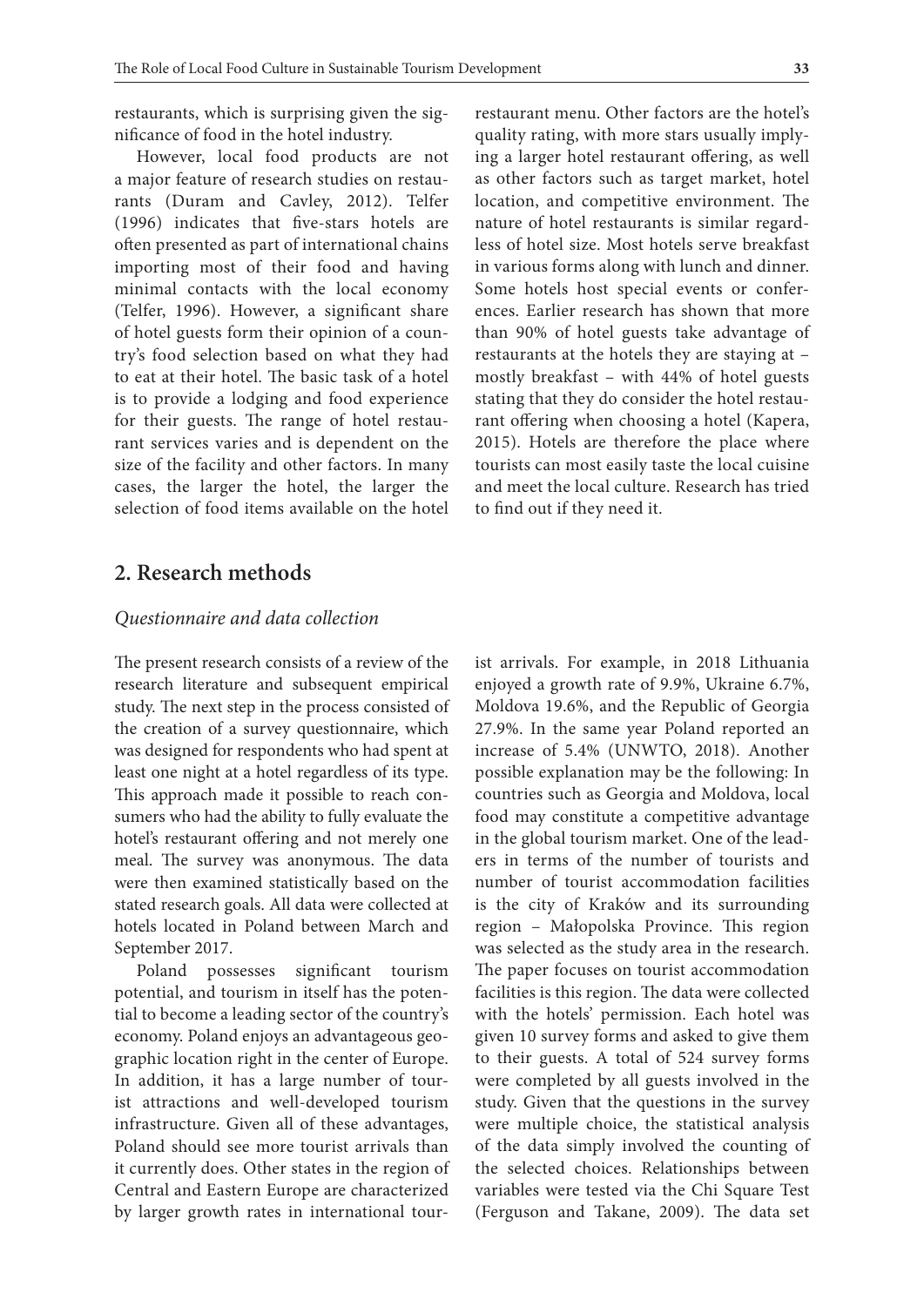restaurants, which is surprising given the significance of food in the hotel industry.

However, local food products are not a major feature of research studies on restaurants (Duram and Cavley, 2012). Telfer (1996) indicates that five-stars hotels are often presented as part of international chains importing most of their food and having minimal contacts with the local economy (Telfer, 1996). However, a significant share of hotel guests form their opinion of a country's food selection based on what they had to eat at their hotel. The basic task of a hotel is to provide a lodging and food experience for their guests. The range of hotel restaurant services varies and is dependent on the size of the facility and other factors. In many cases, the larger the hotel, the larger the selection of food items available on the hotel restaurant menu. Other factors are the hotel's quality rating, with more stars usually implying a larger hotel restaurant offering, as well as other factors such as target market, hotel location, and competitive environment. The nature of hotel restaurants is similar regardless of hotel size. Most hotels serve breakfast in various forms along with lunch and dinner. Some hotels host special events or conferences. Earlier research has shown that more than 90% of hotel guests take advantage of restaurants at the hotels they are staying at – mostly breakfast – with 44% of hotel guests stating that they do consider the hotel restaurant offering when choosing a hotel (Kapera, 2015). Hotels are therefore the place where tourists can most easily taste the local cuisine and meet the local culture. Research has tried to find out if they need it.

## 2. Research methods

### *Questionnaire and data collection*

The present research consists of a review of the research literature and subsequent empirical study. The next step in the process consisted of the creation of a survey questionnaire, which was designed for respondents who had spent at least one night at a hotel regardless of its type. This approach made it possible to reach consumers who had the ability to fully evaluate the hotel's restaurant offering and not merely one meal. The survey was anonymous. The data were then examined statistically based on the stated research goals. All data were collected at hotels located in Poland between March and September 2017.

Poland possesses significant tourism potential, and tourism in itself has the potential to become a leading sector of the country's economy. Poland enjoys an advantageous geographic location right in the center of Europe. In addition, it has a large number of tourist attractions and well-developed tourism infrastructure. Given all of these advantages, Poland should see more tourist arrivals than it currently does. Other states in the region of Central and Eastern Europe are characterized by larger growth rates in international tourist arrivals. For example, in 2018 Lithuania enjoyed a growth rate of 9.9%, Ukraine 6.7%, Moldova 19.6%, and the Republic of Georgia 27.9%. In the same year Poland reported an increase of 5.4% (UNWTO, 2018). Another possible explanation may be the following: In countries such as Georgia and Moldova, local food may constitute a competitive advantage in the global tourism market. One of the leaders in terms of the number of tourists and number of tourist accommodation facilities is the city of Kraków and its surrounding region – Małopolska Province. This region was selected as the study area in the research. The paper focuses on tourist accommodation facilities is this region. The data were collected with the hotels' permission. Each hotel was given 10 survey forms and asked to give them to their guests. A total of 524 survey forms were completed by all guests involved in the study. Given that the questions in the survey were multiple choice, the statistical analysis of the data simply involved the counting of the selected choices. Relationships between variables were tested via the Chi Square Test (Ferguson and Takane, 2009). The data set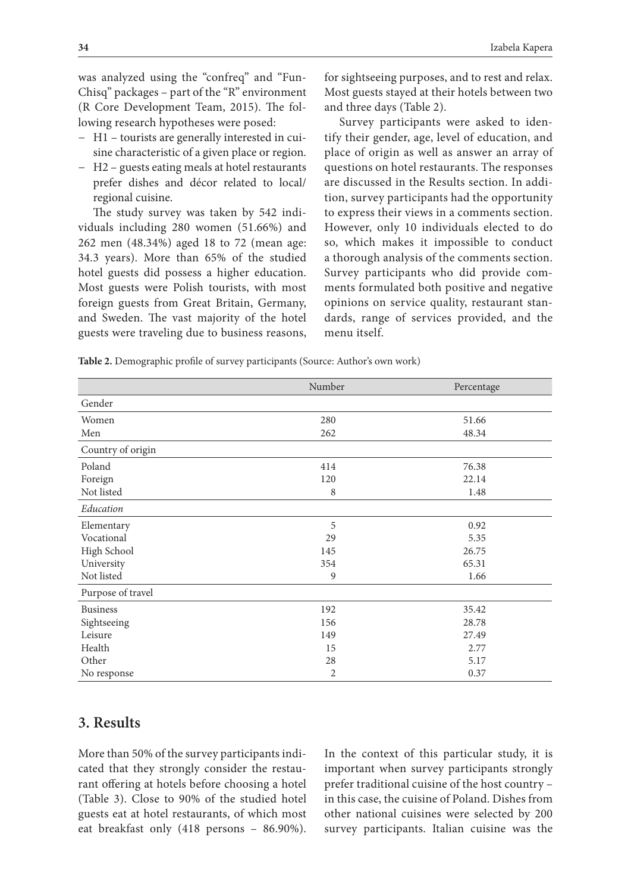was analyzed using the "confreq" and "FunChisq" packages – part of the "R" environment (R Core Development Team, 2015). The following research hypotheses were posed:

- H1 – tourists are generally interested in cuisine characteristic of a given place or region.
- H2 – guests eating meals at hotel restaurants prefer dishes and décor related to local/regional cuisine.

The study survey was taken by 542 individuals including 280 women (51.66%) and 262 men (48.34%) aged 18 to 72 (mean age: 34.3 years). More than 65% of the studied hotel guests did possess a higher education. Most guests were Polish tourists, with most foreign guests from Great Britain, Germany, and Sweden. The vast majority of the hotel guests were traveling due to business reasons, for sightseeing purposes, and to rest and relax. Most guests stayed at their hotels between two and three days (Table 2).

Survey participants were asked to identify their gender, age, level of education, and place of origin as well as answer an array of questions on hotel restaurants. The responses are discussed in the Results section. In addition, survey participants had the opportunity to express their views in a comments section. However, only 10 individuals elected to do so, which makes it impossible to conduct a thorough analysis of the comments section. Survey participants who did provide comments formulated both positive and negative opinions on service quality, restaurant standards, range of services provided, and the menu itself.

**Table 2.** Demographic profile of survey participants (Source: Author's own work)

| | Number | Percentage |
|---|---|---|
| Gender | | |
| Women | 280 | 51.66 |
| Men | 262 | 48.34 |
| Country of origin | | |
| Poland | 414 | 76.38 |
| Foreign | 120 | 22.14 |
| Not listed | 8 | 1.48 |
| *Education* | | |
| Elementary | 5 | 0.92 |
| Vocational | 29 | 5.35 |
| High School | 145 | 26.75 |
| University | 354 | 65.31 |
| Not listed | 9 | 1.66 |
| Purpose of travel | | |
| Business | 192 | 35.42 |
| Sightseeing | 156 | 28.78 |
| Leisure | 149 | 27.49 |
| Health | 15 | 2.77 |
| Other | 28 | 5.17 |
| No response | 2 | 0.37 |

## 3. Results

More than 50% of the survey participants indicated that they strongly consider the restaurant offering at hotels before choosing a hotel (Table 3). Close to 90% of the studied hotel guests eat at hotel restaurants, of which most eat breakfast only (418 persons – 86.90%). In the context of this particular study, it is important when survey participants strongly prefer traditional cuisine of the host country – in this case, the cuisine of Poland. Dishes from other national cuisines were selected by 200 survey participants. Italian cuisine was the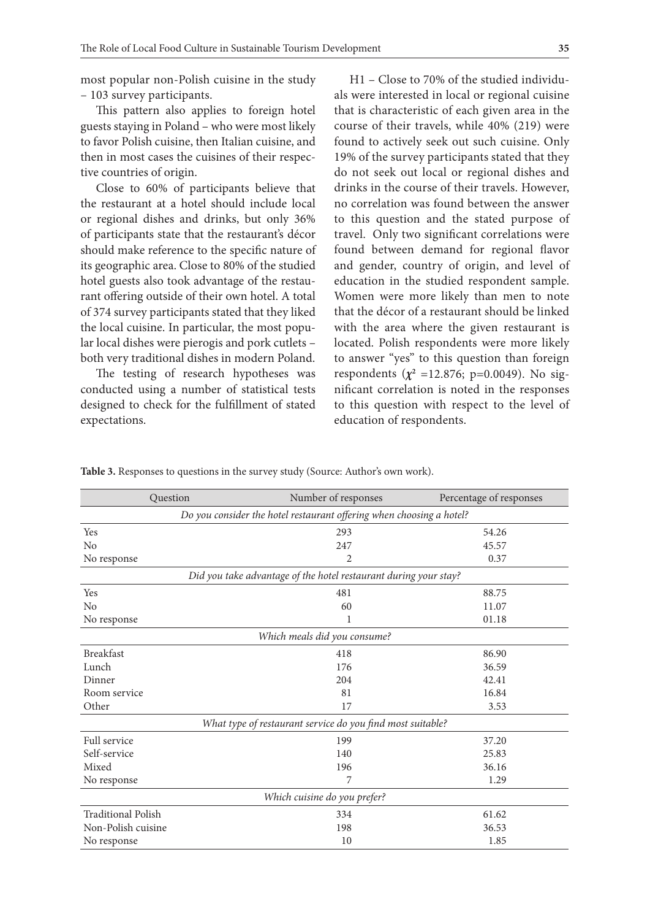most popular non-Polish cuisine in the study – 103 survey participants.

This pattern also applies to foreign hotel guests staying in Poland – who were most likely to favor Polish cuisine, then Italian cuisine, and then in most cases the cuisines of their respective countries of origin.

Close to 60% of participants believe that the restaurant at a hotel should include local or regional dishes and drinks, but only 36% of participants state that the restaurant's décor should make reference to the specific nature of its geographic area. Close to 80% of the studied hotel guests also took advantage of the restaurant offering outside of their own hotel. A total of 374 survey participants stated that they liked the local cuisine. In particular, the most popular local dishes were pierogis and pork cutlets – both very traditional dishes in modern Poland.

The testing of research hypotheses was conducted using a number of statistical tests designed to check for the fulfillment of stated expectations.

H1 – Close to 70% of the studied individuals were interested in local or regional cuisine that is characteristic of each given area in the course of their travels, while 40% (219) were found to actively seek out such cuisine. Only 19% of the survey participants stated that they do not seek out local or regional dishes and drinks in the course of their travels. However, no correlation was found between the answer to this question and the stated purpose of travel. Only two significant correlations were found between demand for regional flavor and gender, country of origin, and level of education in the studied respondent sample. Women were more likely than men to note that the décor of a restaurant should be linked with the area where the given restaurant is located. Polish respondents were more likely to answer "yes" to this question than foreign respondents ($\chi^2$ =12.876; p=0.0049). No significant correlation is noted in the responses to this question with respect to the level of education of respondents.

**Table 3.** Responses to questions in the survey study (Source: Author's own work).

| Question | Number of responses | Percentage of responses |
|---|---|---|
| *Do you consider the hotel restaurant offering when choosing a hotel?* | | |
| Yes | 293 | 54.26 |
| No | 247 | 45.57 |
| No response | 2 | 0.37 |
| *Did you take advantage of the hotel restaurant during your stay?* | | |
| Yes | 481 | 88.75 |
| No | 60 | 11.07 |
| No response | 1 | 01.18 |
| *Which meals did you consume?* | | |
| Breakfast | 418 | 86.90 |
| Lunch | 176 | 36.59 |
| Dinner | 204 | 42.41 |
| Room service | 81 | 16.84 |
| Other | 17 | 3.53 |
| *What type of restaurant service do you find most suitable?* | | |
| Full service | 199 | 37.20 |
| Self-service | 140 | 25.83 |
| Mixed | 196 | 36.16 |
| No response | 7 | 1.29 |
| *Which cuisine do you prefer?* | | |
| Traditional Polish | 334 | 61.62 |
| Non-Polish cuisine | 198 | 36.53 |
| No response | 10 | 1.85 |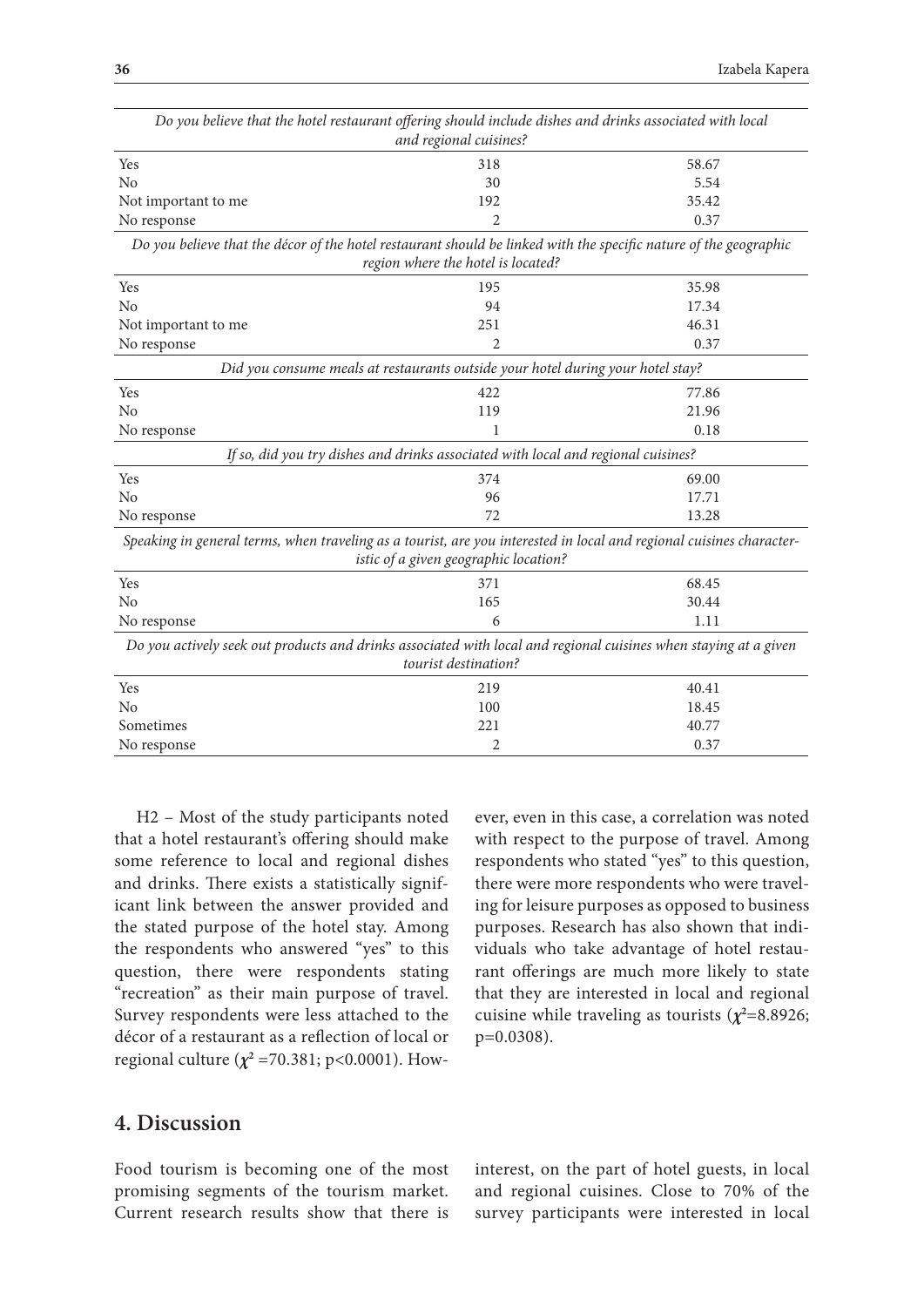| | | |
|---|---|---|
| *Do you believe that the hotel restaurant offering should include dishes and drinks associated with local and regional cuisines?* | | |
| Yes | 318 | 58.67 |
| No | 30 | 5.54 |
| Not important to me | 192 | 35.42 |
| No response | 2 | 0.37 |
| *Do you believe that the décor of the hotel restaurant should be linked with the specific nature of the geographic region where the hotel is located?* | | |
| Yes | 195 | 35.98 |
| No | 94 | 17.34 |
| Not important to me | 251 | 46.31 |
| No response | 2 | 0.37 |
| *Did you consume meals at restaurants outside your hotel during your hotel stay?* | | |
| Yes | 422 | 77.86 |
| No | 119 | 21.96 |
| No response | 1 | 0.18 |
| *If so, did you try dishes and drinks associated with local and regional cuisines?* | | |
| Yes | 374 | 69.00 |
| No | 96 | 17.71 |
| No response | 72 | 13.28 |
| *Speaking in general terms, when traveling as a tourist, are you interested in local and regional cuisines characteristic of a given geographic location?* | | |
| Yes | 371 | 68.45 |
| No | 165 | 30.44 |
| No response | 6 | 1.11 |
| *Do you actively seek out products and drinks associated with local and regional cuisines when staying at a given tourist destination?* | | |
| Yes | 219 | 40.41 |
| No | 100 | 18.45 |
| Sometimes | 221 | 40.77 |
| No response | 2 | 0.37 |

H2 – Most of the study participants noted that a hotel restaurant's offering should make some reference to local and regional dishes and drinks. There exists a statistically significant link between the answer provided and the stated purpose of the hotel stay. Among the respondents who answered "yes" to this question, there were respondents stating "recreation" as their main purpose of travel. Survey respondents were less attached to the décor of a restaurant as a reflection of local or regional culture ($\chi^2$ =70.381; p<0.0001). However, even in this case, a correlation was noted with respect to the purpose of travel. Among respondents who stated "yes" to this question, there were more respondents who were traveling for leisure purposes as opposed to business purposes. Research has also shown that individuals who take advantage of hotel restaurant offerings are much more likely to state that they are interested in local and regional cuisine while traveling as tourists ($\chi^2$=8.8926; p=0.0308).

## 4. Discussion

Food tourism is becoming one of the most promising segments of the tourism market. Current research results show that there is interest, on the part of hotel guests, in local and regional cuisines. Close to 70% of the survey participants were interested in local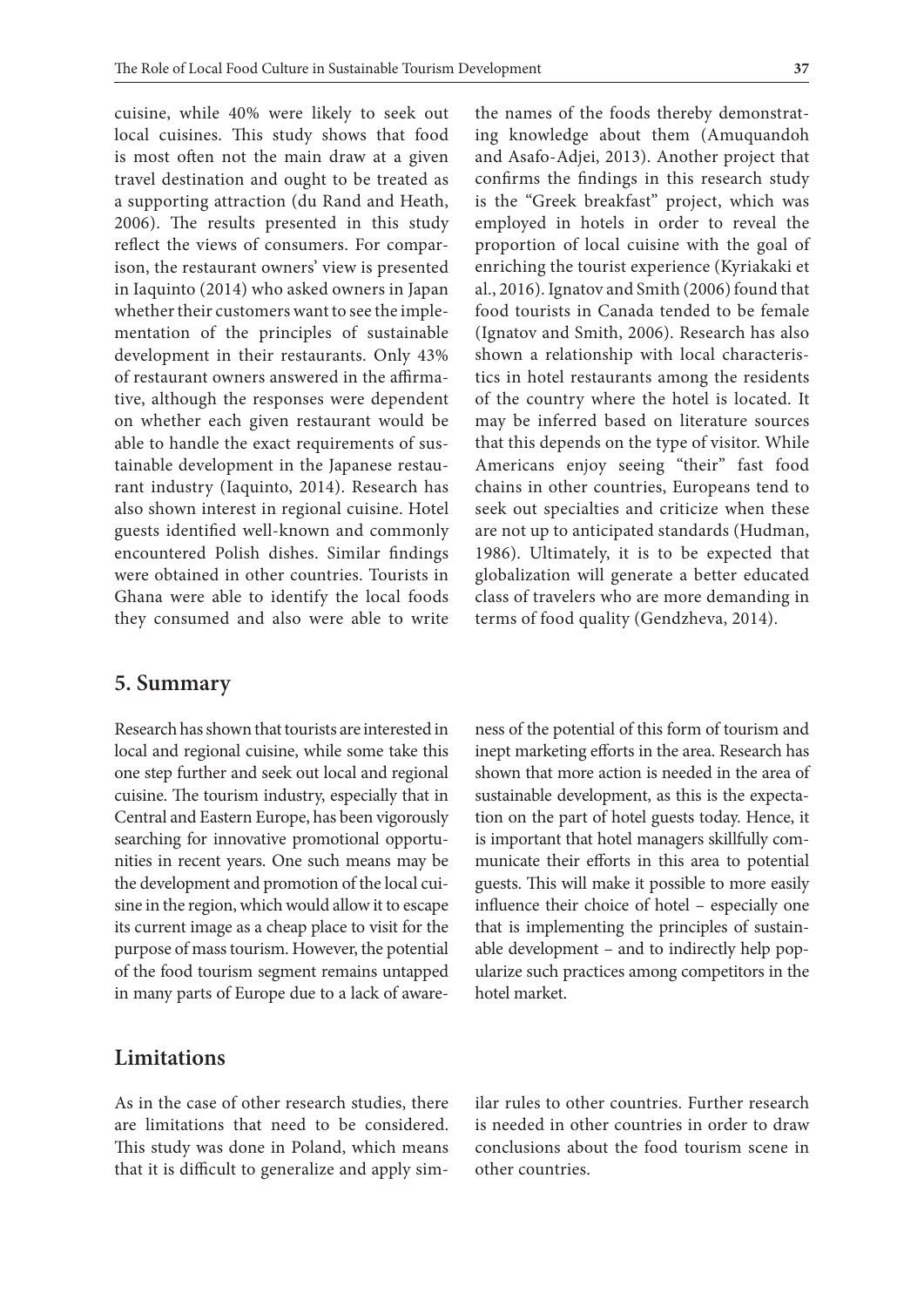cuisine, while 40% were likely to seek out local cuisines. This study shows that food is most often not the main draw at a given travel destination and ought to be treated as a supporting attraction (du Rand and Heath, 2006). The results presented in this study reflect the views of consumers. For comparison, the restaurant owners' view is presented in Iaquinto (2014) who asked owners in Japan whether their customers want to see the implementation of the principles of sustainable development in their restaurants. Only 43% of restaurant owners answered in the affirmative, although the responses were dependent on whether each given restaurant would be able to handle the exact requirements of sustainable development in the Japanese restaurant industry (Iaquinto, 2014). Research has also shown interest in regional cuisine. Hotel guests identified well-known and commonly encountered Polish dishes. Similar findings were obtained in other countries. Tourists in Ghana were able to identify the local foods they consumed and also were able to write the names of the foods thereby demonstrating knowledge about them (Amuquandoh and Asafo-Adjei, 2013). Another project that confirms the findings in this research study is the "Greek breakfast" project, which was employed in hotels in order to reveal the proportion of local cuisine with the goal of enriching the tourist experience (Kyriakaki et al., 2016). Ignatov and Smith (2006) found that food tourists in Canada tended to be female (Ignatov and Smith, 2006). Research has also shown a relationship with local characteristics in hotel restaurants among the residents of the country where the hotel is located. It may be inferred based on literature sources that this depends on the type of visitor. While Americans enjoy seeing "their" fast food chains in other countries, Europeans tend to seek out specialties and criticize when these are not up to anticipated standards (Hudman, 1986). Ultimately, it is to be expected that globalization will generate a better educated class of travelers who are more demanding in terms of food quality (Gendzheva, 2014).

## 5. Summary

Research has shown that tourists are interested in local and regional cuisine, while some take this one step further and seek out local and regional cuisine. The tourism industry, especially that in Central and Eastern Europe, has been vigorously searching for innovative promotional opportunities in recent years. One such means may be the development and promotion of the local cuisine in the region, which would allow it to escape its current image as a cheap place to visit for the purpose of mass tourism. However, the potential of the food tourism segment remains untapped in many parts of Europe due to a lack of awareness of the potential of this form of tourism and inept marketing efforts in the area. Research has shown that more action is needed in the area of sustainable development, as this is the expectation on the part of hotel guests today. Hence, it is important that hotel managers skillfully communicate their efforts in this area to potential guests. This will make it possible to more easily influence their choice of hotel – especially one that is implementing the principles of sustainable development – and to indirectly help popularize such practices among competitors in the hotel market.

## Limitations

As in the case of other research studies, there are limitations that need to be considered. This study was done in Poland, which means that it is difficult to generalize and apply similar rules to other countries. Further research is needed in other countries in order to draw conclusions about the food tourism scene in other countries.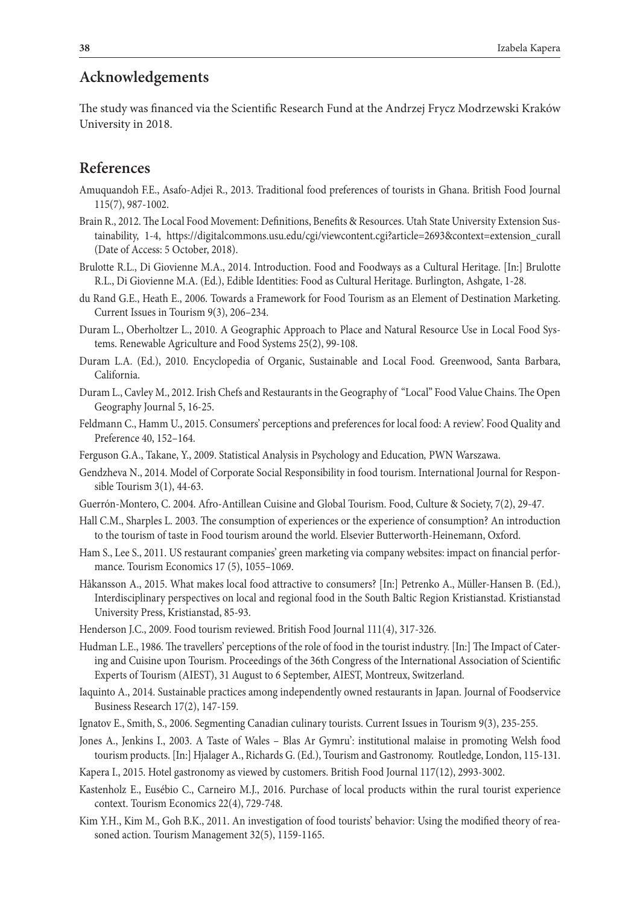## Acknowledgements

The study was financed via the Scientific Research Fund at the Andrzej Frycz Modrzewski Kraków University in 2018.

## References

Amuquandoh F.E., Asafo-Adjei R., 2013. Traditional food preferences of tourists in Ghana. British Food Journal 115(7), 987-1002.

Brain R., 2012. The Local Food Movement: Definitions, Benefits & Resources. Utah State University Extension Sustainability, 1-4, https://digitalcommons.usu.edu/cgi/viewcontent.cgi?article=2693&context=extension_curall (Date of Access: 5 October, 2018).

Brulotte R.L., Di Giovienne M.A., 2014. Introduction. Food and Foodways as a Cultural Heritage. [In:] Brulotte R.L., Di Giovienne M.A. (Ed.), Edible Identities: Food as Cultural Heritage. Burlington, Ashgate, 1-28.

du Rand G.E., Heath E., 2006. Towards a Framework for Food Tourism as an Element of Destination Marketing. Current Issues in Tourism 9(3), 206–234.

Duram L., Oberholtzer L., 2010. A Geographic Approach to Place and Natural Resource Use in Local Food Systems. Renewable Agriculture and Food Systems 25(2), 99-108.

Duram L.A. (Ed.), 2010. Encyclopedia of Organic, Sustainable and Local Food. Greenwood, Santa Barbara, California.

Duram L., Cavley M., 2012. Irish Chefs and Restaurants in the Geography of "Local" Food Value Chains. The Open Geography Journal 5, 16-25.

Feldmann C., Hamm U., 2015. Consumers' perceptions and preferences for local food: A review'. Food Quality and Preference 40, 152–164.

Ferguson G.A., Takane, Y., 2009. Statistical Analysis in Psychology and Education*,* PWN Warszawa.

Gendzheva N., 2014. Model of Corporate Social Responsibility in food tourism. International Journal for Responsible Tourism 3(1), 44-63.

Guerrón-Montero, C. 2004. Afro-Antillean Cuisine and Global Tourism. Food, Culture & Society, 7(2), 29-47.

Hall C.M., Sharples L. 2003. The consumption of experiences or the experience of consumption? An introduction to the tourism of taste in Food tourism around the world. Elsevier Butterworth-Heinemann, Oxford.

Ham S., Lee S., 2011. US restaurant companies' green marketing via company websites: impact on financial performance. Tourism Economics 17 (5), 1055–1069.

Håkansson A., 2015. What makes local food attractive to consumers? [In:] Petrenko A., Müller-Hansen B. (Ed.), Interdisciplinary perspectives on local and regional food in the South Baltic Region Kristianstad. Kristianstad University Press, Kristianstad, 85-93.

Henderson J.C., 2009. Food tourism reviewed. British Food Journal 111(4), 317-326.

Hudman L.E., 1986. The travellers' perceptions of the role of food in the tourist industry. [In:] The Impact of Catering and Cuisine upon Tourism. Proceedings of the 36th Congress of the International Association of Scientific Experts of Tourism (AIEST), 31 August to 6 September, AIEST, Montreux, Switzerland.

Iaquinto A., 2014. Sustainable practices among independently owned restaurants in Japan. Journal of Foodservice Business Research 17(2), 147-159.

Ignatov E., Smith, S., 2006. Segmenting Canadian culinary tourists. Current Issues in Tourism 9(3), 235-255.

Jones A., Jenkins I., 2003. A Taste of Wales – Blas Ar Gymru': institutional malaise in promoting Welsh food tourism products. [In:] Hjalager A., Richards G. (Ed.), Tourism and Gastronomy. Routledge, London, 115-131.

Kapera I., 2015. Hotel gastronomy as viewed by customers. British Food Journal 117(12), 2993-3002.

Kastenholz E., Eusébio C., Carneiro M.J., 2016. Purchase of local products within the rural tourist experience context. Tourism Economics 22(4), 729-748.

Kim Y.H., Kim M., Goh B.K., 2011. An investigation of food tourists' behavior: Using the modified theory of reasoned action. Tourism Management 32(5), 1159-1165.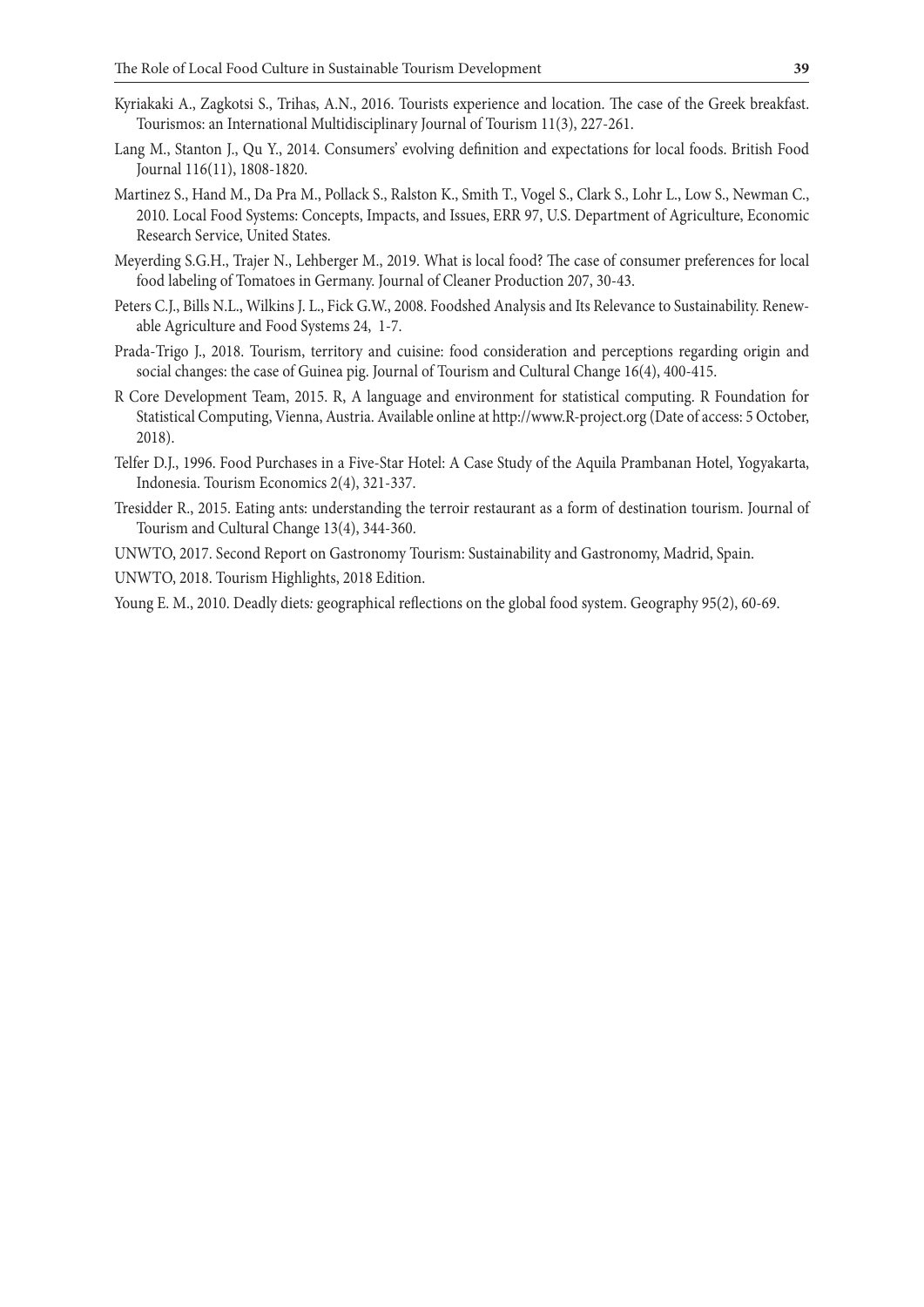Kyriakaki A., Zagkotsi S., Trihas, A.N., 2016. Tourists experience and location. The case of the Greek breakfast. Tourismos: an International Multidisciplinary Journal of Tourism 11(3), 227-261.

Lang M., Stanton J., Qu Y., 2014. Consumers' evolving definition and expectations for local foods. British Food Journal 116(11), 1808-1820.

Martinez S., Hand M., Da Pra M., Pollack S., Ralston K., Smith T., Vogel S., Clark S., Lohr L., Low S., Newman C., 2010. Local Food Systems: Concepts, Impacts, and Issues, ERR 97, U.S. Department of Agriculture, Economic Research Service, United States.

Meyerding S.G.H., Trajer N., Lehberger M., 2019. What is local food? The case of consumer preferences for local food labeling of Tomatoes in Germany. Journal of Cleaner Production 207, 30-43.

Peters C.J., Bills N.L., Wilkins J. L., Fick G.W., 2008. Foodshed Analysis and Its Relevance to Sustainability. Renewable Agriculture and Food Systems 24, 1-7.

Prada-Trigo J., 2018. Tourism, territory and cuisine: food consideration and perceptions regarding origin and social changes: the case of Guinea pig. Journal of Tourism and Cultural Change 16(4), 400-415.

R Core Development Team, 2015. R, A language and environment for statistical computing. R Foundation for Statistical Computing, Vienna, Austria. Available online at http://www.R-project.org (Date of access: 5 October, 2018).

Telfer D.J., 1996. Food Purchases in a Five-Star Hotel: A Case Study of the Aquila Prambanan Hotel, Yogyakarta, Indonesia. Tourism Economics 2(4), 321-337.

Tresidder R., 2015. Eating ants: understanding the terroir restaurant as a form of destination tourism. Journal of Tourism and Cultural Change 13(4), 344-360.

UNWTO, 2017. Second Report on Gastronomy Tourism: Sustainability and Gastronomy, Madrid, Spain.

UNWTO, 2018. Tourism Highlights, 2018 Edition.

Young E. M., 2010. Deadly diets: geographical reflections on the global food system. Geography 95(2), 60-69.